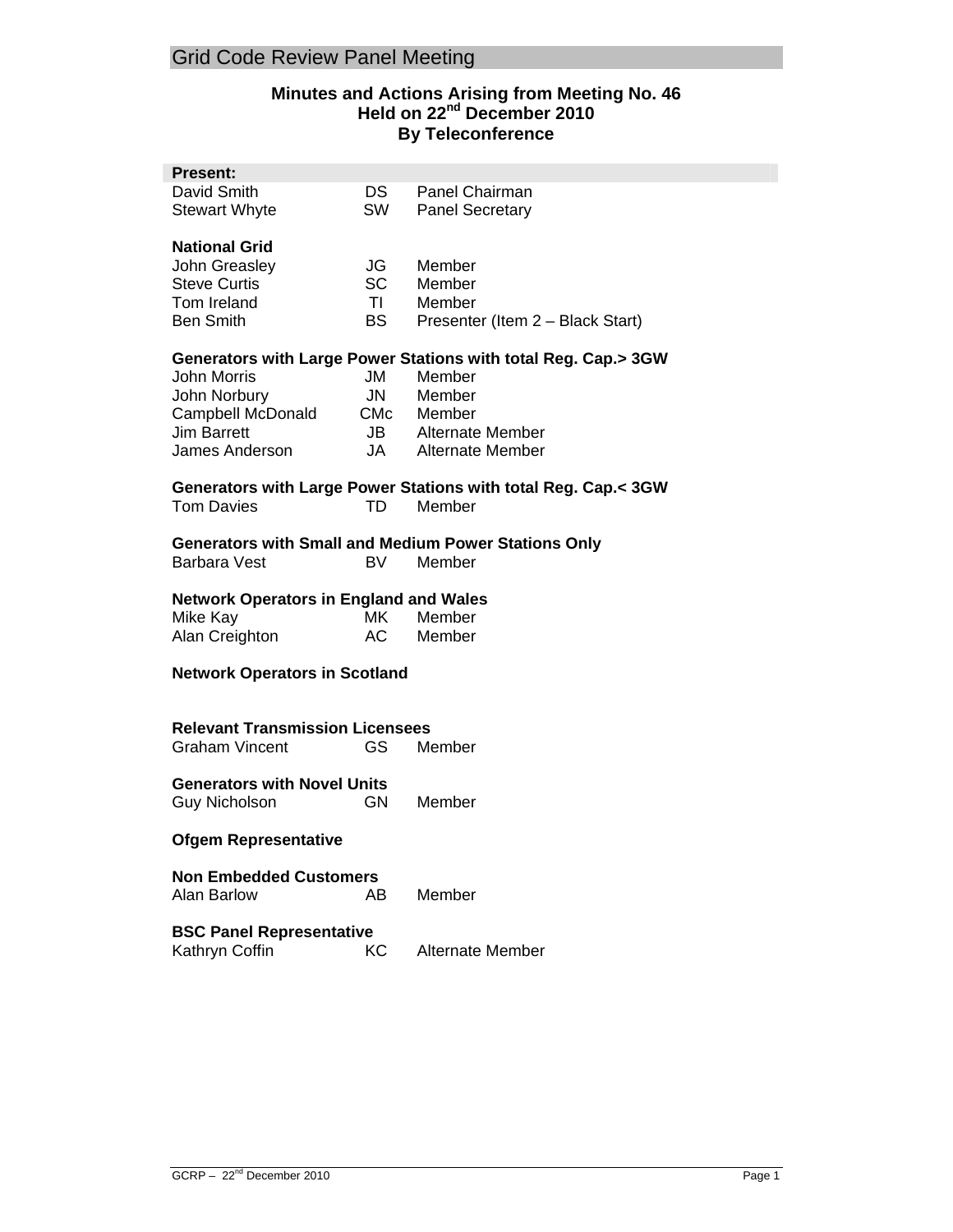# Grid Code Review Panel Meeting

**Minutes and Actions Arising from Meeting No. 46**
**Held on 22nd December 2010**
**By Teleconference**

| **Present:** | | |
|---|---|---|
| David Smith | DS | Panel Chairman |
| Stewart Whyte | SW | Panel Secretary |
| | | |
| **National Grid** | | |
| John Greasley | JG | Member |
| Steve Curtis | SC | Member |
| Tom Ireland | TI | Member |
| Ben Smith | BS | Presenter (Item 2 – Black Start) |
| | | |
| **Generators with Large Power Stations with total Reg. Cap.> 3GW** | | |
| John Morris | JM | Member |
| John Norbury | JN | Member |
| Campbell McDonald | CMc | Member |
| Jim Barrett | JB | Alternate Member |
| James Anderson | JA | Alternate Member |
| | | |
| **Generators with Large Power Stations with total Reg. Cap.< 3GW** | | |
| Tom Davies | TD | Member |
| | | |
| **Generators with Small and Medium Power Stations Only** | | |
| Barbara Vest | BV | Member |
| | | |
| **Network Operators in England and Wales** | | |
| Mike Kay | MK | Member |
| Alan Creighton | AC | Member |
| | | |
| **Network Operators in Scotland** | | |
| | | |
| **Relevant Transmission Licensees** | | |
| Graham Vincent | GS | Member |
| | | |
| **Generators with Novel Units** | | |
| Guy Nicholson | GN | Member |
| | | |
| **Ofgem Representative** | | |
| | | |
| **Non Embedded Customers** | | |
| Alan Barlow | AB | Member |
| | | |
| **BSC Panel Representative** | | |
| Kathryn Coffin | KC | Alternate Member |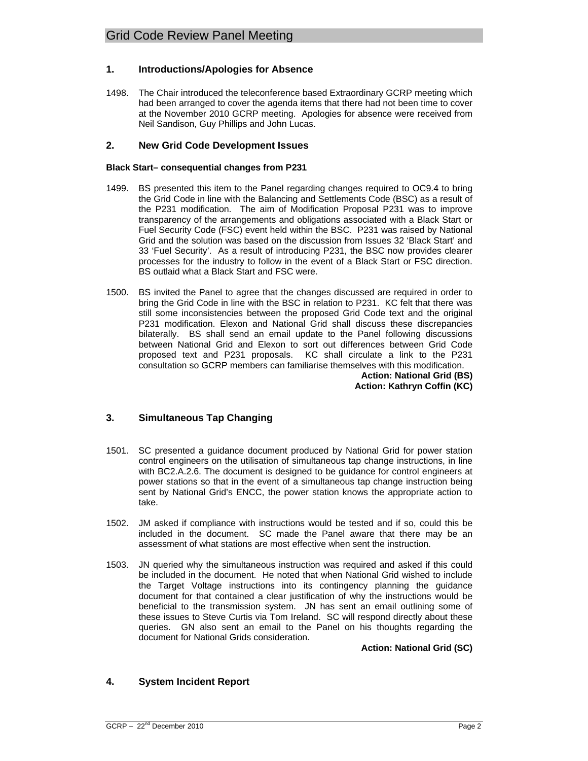## 1. Introductions/Apologies for Absence

1498. The Chair introduced the teleconference based Extraordinary GCRP meeting which had been arranged to cover the agenda items that there had not been time to cover at the November 2010 GCRP meeting. Apologies for absence were received from Neil Sandison, Guy Phillips and John Lucas.

## 2. New Grid Code Development Issues

**Black Start– consequential changes from P231**

1499. BS presented this item to the Panel regarding changes required to OC9.4 to bring the Grid Code in line with the Balancing and Settlements Code (BSC) as a result of the P231 modification. The aim of Modification Proposal P231 was to improve transparency of the arrangements and obligations associated with a Black Start or Fuel Security Code (FSC) event held within the BSC. P231 was raised by National Grid and the solution was based on the discussion from Issues 32 'Black Start' and 33 'Fuel Security'. As a result of introducing P231, the BSC now provides clearer processes for the industry to follow in the event of a Black Start or FSC direction. BS outlaid what a Black Start and FSC were.

1500. BS invited the Panel to agree that the changes discussed are required in order to bring the Grid Code in line with the BSC in relation to P231. KC felt that there was still some inconsistencies between the proposed Grid Code text and the original P231 modification. Elexon and National Grid shall discuss these discrepancies bilaterally. BS shall send an email update to the Panel following discussions between National Grid and Elexon to sort out differences between Grid Code proposed text and P231 proposals. KC shall circulate a link to the P231 consultation so GCRP members can familiarise themselves with this modification.

**Action: National Grid (BS)**
**Action: Kathryn Coffin (KC)**

## 3. Simultaneous Tap Changing

1501. SC presented a guidance document produced by National Grid for power station control engineers on the utilisation of simultaneous tap change instructions, in line with BC2.A.2.6. The document is designed to be guidance for control engineers at power stations so that in the event of a simultaneous tap change instruction being sent by National Grid's ENCC, the power station knows the appropriate action to take.

1502. JM asked if compliance with instructions would be tested and if so, could this be included in the document. SC made the Panel aware that there may be an assessment of what stations are most effective when sent the instruction.

1503. JN queried why the simultaneous instruction was required and asked if this could be included in the document. He noted that when National Grid wished to include the Target Voltage instructions into its contingency planning the guidance document for that contained a clear justification of why the instructions would be beneficial to the transmission system. JN has sent an email outlining some of these issues to Steve Curtis via Tom Ireland. SC will respond directly about these queries. GN also sent an email to the Panel on his thoughts regarding the document for National Grids consideration.

**Action: National Grid (SC)**

## 4. System Incident Report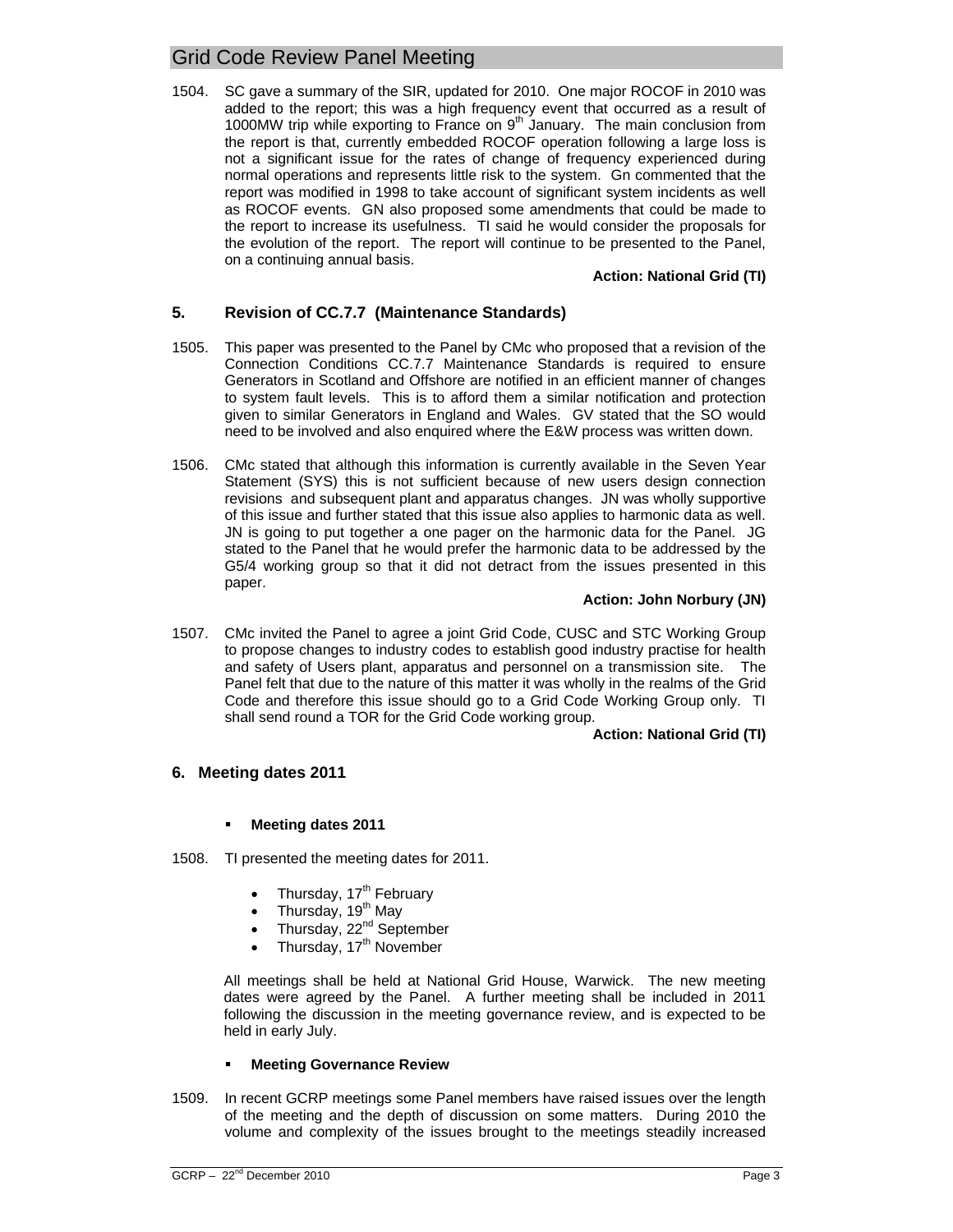1504. SC gave a summary of the SIR, updated for 2010. One major ROCOF in 2010 was added to the report; this was a high frequency event that occurred as a result of 1000MW trip while exporting to France on 9th January. The main conclusion from the report is that, currently embedded ROCOF operation following a large loss is not a significant issue for the rates of change of frequency experienced during normal operations and represents little risk to the system. Gn commented that the report was modified in 1998 to take account of significant system incidents as well as ROCOF events. GN also proposed some amendments that could be made to the report to increase its usefulness. TI said he would consider the proposals for the evolution of the report. The report will continue to be presented to the Panel, on a continuing annual basis.

**Action: National Grid (TI)**

## 5. Revision of CC.7.7 (Maintenance Standards)

1505. This paper was presented to the Panel by CMc who proposed that a revision of the Connection Conditions CC.7.7 Maintenance Standards is required to ensure Generators in Scotland and Offshore are notified in an efficient manner of changes to system fault levels. This is to afford them a similar notification and protection given to similar Generators in England and Wales. GV stated that the SO would need to be involved and also enquired where the E&W process was written down.

1506. CMc stated that although this information is currently available in the Seven Year Statement (SYS) this is not sufficient because of new users design connection revisions and subsequent plant and apparatus changes. JN was wholly supportive of this issue and further stated that this issue also applies to harmonic data as well. JN is going to put together a one pager on the harmonic data for the Panel. JG stated to the Panel that he would prefer the harmonic data to be addressed by the G5/4 working group so that it did not detract from the issues presented in this paper.

**Action: John Norbury (JN)**

1507. CMc invited the Panel to agree a joint Grid Code, CUSC and STC Working Group to propose changes to industry codes to establish good industry practise for health and safety of Users plant, apparatus and personnel on a transmission site. The Panel felt that due to the nature of this matter it was wholly in the realms of the Grid Code and therefore this issue should go to a Grid Code Working Group only. TI shall send round a TOR for the Grid Code working group.

**Action: National Grid (TI)**

## 6. Meeting dates 2011

- **Meeting dates 2011**

1508. TI presented the meeting dates for 2011.

- Thursday, 17th February
- Thursday, 19th May
- Thursday, 22nd September
- Thursday, 17th November

All meetings shall be held at National Grid House, Warwick. The new meeting dates were agreed by the Panel. A further meeting shall be included in 2011 following the discussion in the meeting governance review, and is expected to be held in early July.

- **Meeting Governance Review**

1509. In recent GCRP meetings some Panel members have raised issues over the length of the meeting and the depth of discussion on some matters. During 2010 the volume and complexity of the issues brought to the meetings steadily increased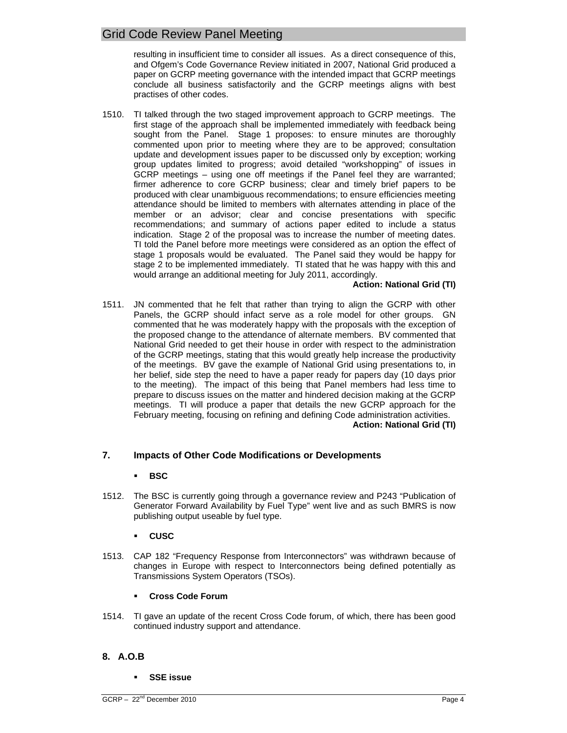resulting in insufficient time to consider all issues. As a direct consequence of this, and Ofgem's Code Governance Review initiated in 2007, National Grid produced a paper on GCRP meeting governance with the intended impact that GCRP meetings conclude all business satisfactorily and the GCRP meetings aligns with best practises of other codes.

1510. TI talked through the two staged improvement approach to GCRP meetings. The first stage of the approach shall be implemented immediately with feedback being sought from the Panel. Stage 1 proposes: to ensure minutes are thoroughly commented upon prior to meeting where they are to be approved; consultation update and development issues paper to be discussed only by exception; working group updates limited to progress; avoid detailed "workshopping" of issues in GCRP meetings – using one off meetings if the Panel feel they are warranted; firmer adherence to core GCRP business; clear and timely brief papers to be produced with clear unambiguous recommendations; to ensure efficiencies meeting attendance should be limited to members with alternates attending in place of the member or an advisor; clear and concise presentations with specific recommendations; and summary of actions paper edited to include a status indication. Stage 2 of the proposal was to increase the number of meeting dates. TI told the Panel before more meetings were considered as an option the effect of stage 1 proposals would be evaluated. The Panel said they would be happy for stage 2 to be implemented immediately. TI stated that he was happy with this and would arrange an additional meeting for July 2011, accordingly.

**Action: National Grid (TI)**

1511. JN commented that he felt that rather than trying to align the GCRP with other Panels, the GCRP should infact serve as a role model for other groups. GN commented that he was moderately happy with the proposals with the exception of the proposed change to the attendance of alternate members. BV commented that National Grid needed to get their house in order with respect to the administration of the GCRP meetings, stating that this would greatly help increase the productivity of the meetings. BV gave the example of National Grid using presentations to, in her belief, side step the need to have a paper ready for papers day (10 days prior to the meeting). The impact of this being that Panel members had less time to prepare to discuss issues on the matter and hindered decision making at the GCRP meetings. TI will produce a paper that details the new GCRP approach for the February meeting, focusing on refining and defining Code administration activities.

**Action: National Grid (TI)**

## 7. Impacts of Other Code Modifications or Developments

- **BSC**

1512. The BSC is currently going through a governance review and P243 "Publication of Generator Forward Availability by Fuel Type" went live and as such BMRS is now publishing output useable by fuel type.

- **CUSC**

1513. CAP 182 "Frequency Response from Interconnectors" was withdrawn because of changes in Europe with respect to Interconnectors being defined potentially as Transmissions System Operators (TSOs).

- **Cross Code Forum**

1514. TI gave an update of the recent Cross Code forum, of which, there has been good continued industry support and attendance.

## 8. A.O.B

- **SSE issue**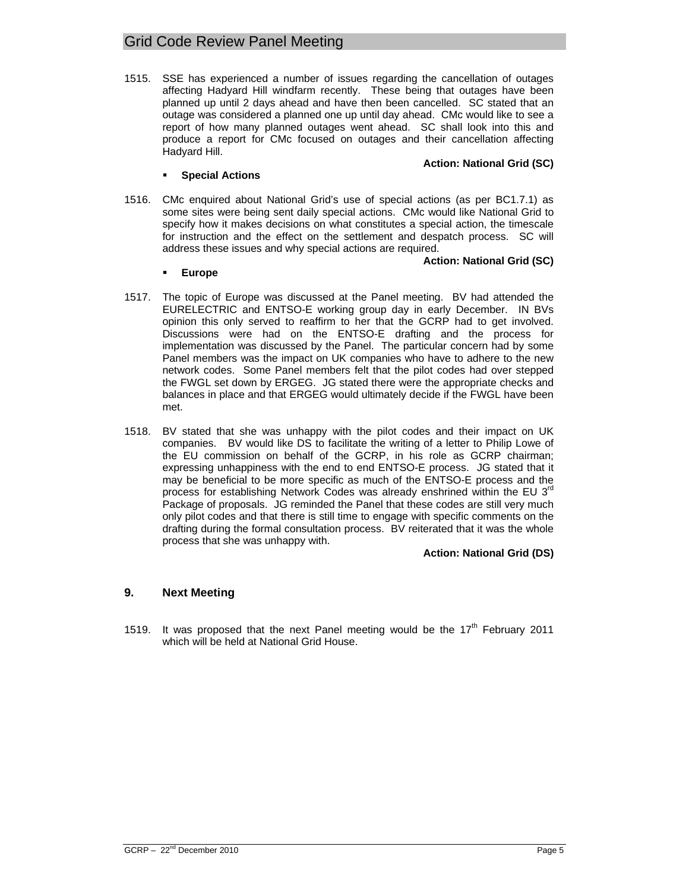1515. SSE has experienced a number of issues regarding the cancellation of outages affecting Hadyard Hill windfarm recently. These being that outages have been planned up until 2 days ahead and have then been cancelled. SC stated that an outage was considered a planned one up until day ahead. CMc would like to see a report of how many planned outages went ahead. SC shall look into this and produce a report for CMc focused on outages and their cancellation affecting Hadyard Hill.

**Action: National Grid (SC)**

- **Special Actions**

1516. CMc enquired about National Grid's use of special actions (as per BC1.7.1) as some sites were being sent daily special actions. CMc would like National Grid to specify how it makes decisions on what constitutes a special action, the timescale for instruction and the effect on the settlement and despatch process. SC will address these issues and why special actions are required.

**Action: National Grid (SC)**

- **Europe**

1517. The topic of Europe was discussed at the Panel meeting. BV had attended the EURELECTRIC and ENTSO-E working group day in early December. IN BVs opinion this only served to reaffirm to her that the GCRP had to get involved. Discussions were had on the ENTSO-E drafting and the process for implementation was discussed by the Panel. The particular concern had by some Panel members was the impact on UK companies who have to adhere to the new network codes. Some Panel members felt that the pilot codes had over stepped the FWGL set down by ERGEG. JG stated there were the appropriate checks and balances in place and that ERGEG would ultimately decide if the FWGL have been met.

1518. BV stated that she was unhappy with the pilot codes and their impact on UK companies. BV would like DS to facilitate the writing of a letter to Philip Lowe of the EU commission on behalf of the GCRP, in his role as GCRP chairman; expressing unhappiness with the end to end ENTSO-E process. JG stated that it may be beneficial to be more specific as much of the ENTSO-E process and the process for establishing Network Codes was already enshrined within the EU 3rd Package of proposals. JG reminded the Panel that these codes are still very much only pilot codes and that there is still time to engage with specific comments on the drafting during the formal consultation process. BV reiterated that it was the whole process that she was unhappy with.

**Action: National Grid (DS)**

## 9. Next Meeting

1519. It was proposed that the next Panel meeting would be the 17th February 2011 which will be held at National Grid House.